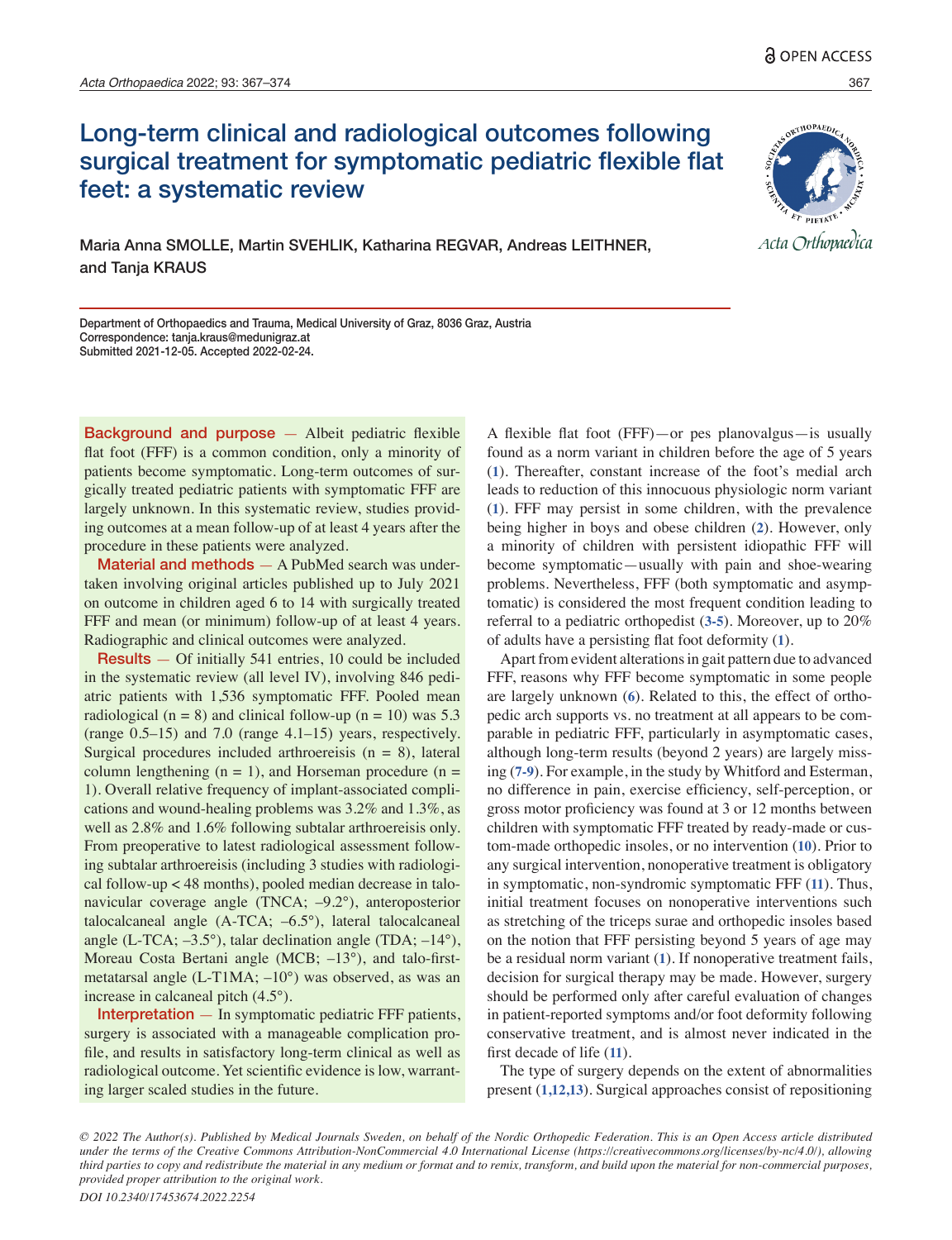OPEN ACCESS

# Long-term clinical and radiological outcomes following surgical treatment for symptomatic pediatric flexible flat feet: a systematic review

Maria Anna SMOLLE, Martin SVEHLIK, Katharina REGVAR, Andreas LEITHNER, and Tanja KRAUS

Department of Orthopaedics and Trauma, Medical University of Graz, 8036 Graz, Austria
Correspondence: tanja.kraus@medunigraz.at
Submitted 2021-12-05. Accepted 2022-02-24.

**Background and purpose** — Albeit pediatric flexible flat foot (FFF) is a common condition, only a minority of patients become symptomatic. Long-term outcomes of surgically treated pediatric patients with symptomatic FFF are largely unknown. In this systematic review, studies providing outcomes at a mean follow-up of at least 4 years after the procedure in these patients were analyzed.

**Material and methods** — A PubMed search was undertaken involving original articles published up to July 2021 on outcome in children aged 6 to 14 with surgically treated FFF and mean (or minimum) follow-up of at least 4 years. Radiographic and clinical outcomes were analyzed.

**Results** — Of initially 541 entries, 10 could be included in the systematic review (all level IV), involving 846 pediatric patients with 1,536 symptomatic FFF. Pooled mean radiological (n = 8) and clinical follow-up (n = 10) was 5.3 (range 0.5–15) and 7.0 (range 4.1–15) years, respectively. Surgical procedures included arthroereisis (n = 8), lateral column lengthening (n = 1), and Horseman procedure (n = 1). Overall relative frequency of implant-associated complications and wound-healing problems was 3.2% and 1.3%, as well as 2.8% and 1.6% following subtalar arthroereisis only. From preoperative to latest radiological assessment following subtalar arthroereisis (including 3 studies with radiological follow-up < 48 months), pooled median decrease in talonavicular coverage angle (TNCA; –9.2°), anteroposterior talocalcaneal angle (A-TCA; –6.5°), lateral talocalcaneal angle (L-TCA; –3.5°), talar declination angle (TDA; –14°), Moreau Costa Bertani angle (MCB; –13°), and talo-first-metatarsal angle (L-T1MA; –10°) was observed, as was an increase in calcaneal pitch (4.5°).

**Interpretation** — In symptomatic pediatric FFF patients, surgery is associated with a manageable complication profile, and results in satisfactory long-term clinical as well as radiological outcome. Yet scientific evidence is low, warranting larger scaled studies in the future.

A flexible flat foot (FFF)—or pes planovalgus—is usually found as a norm variant in children before the age of 5 years (1). Thereafter, constant increase of the foot's medial arch leads to reduction of this innocuous physiologic norm variant (1). FFF may persist in some children, with the prevalence being higher in boys and obese children (2). However, only a minority of children with persistent idiopathic FFF will become symptomatic—usually with pain and shoe-wearing problems. Nevertheless, FFF (both symptomatic and asymptomatic) is considered the most frequent condition leading to referral to a pediatric orthopedist (3-5). Moreover, up to 20% of adults have a persisting flat foot deformity (1).

Apart from evident alterations in gait pattern due to advanced FFF, reasons why FFF become symptomatic in some people are largely unknown (6). Related to this, the effect of orthopedic arch supports vs. no treatment at all appears to be comparable in pediatric FFF, particularly in asymptomatic cases, although long-term results (beyond 2 years) are largely missing (7-9). For example, in the study by Whitford and Esterman, no difference in pain, exercise efficiency, self-perception, or gross motor proficiency was found at 3 or 12 months between children with symptomatic FFF treated by ready-made or custom-made orthopedic insoles, or no intervention (10). Prior to any surgical intervention, nonoperative treatment is obligatory in symptomatic, non-syndromic symptomatic FFF (11). Thus, initial treatment focuses on nonoperative interventions such as stretching of the triceps surae and orthopedic insoles based on the notion that FFF persisting beyond 5 years of age may be a residual norm variant (1). If nonoperative treatment fails, decision for surgical therapy may be made. However, surgery should be performed only after careful evaluation of changes in patient-reported symptoms and/or foot deformity following conservative treatment, and is almost never indicated in the first decade of life (11).

The type of surgery depends on the extent of abnormalities present (1,12,13). Surgical approaches consist of repositioning

*© 2022 The Author(s). Published by Medical Journals Sweden, on behalf of the Nordic Orthopedic Federation. This is an Open Access article distributed under the terms of the Creative Commons Attribution-NonCommercial 4.0 International License (https://creativecommons.org/licenses/by-nc/4.0/), allowing third parties to copy and redistribute the material in any medium or format and to remix, transform, and build upon the material for non-commercial purposes, provided proper attribution to the original work.*

*DOI 10.2340/17453674.2022.2254*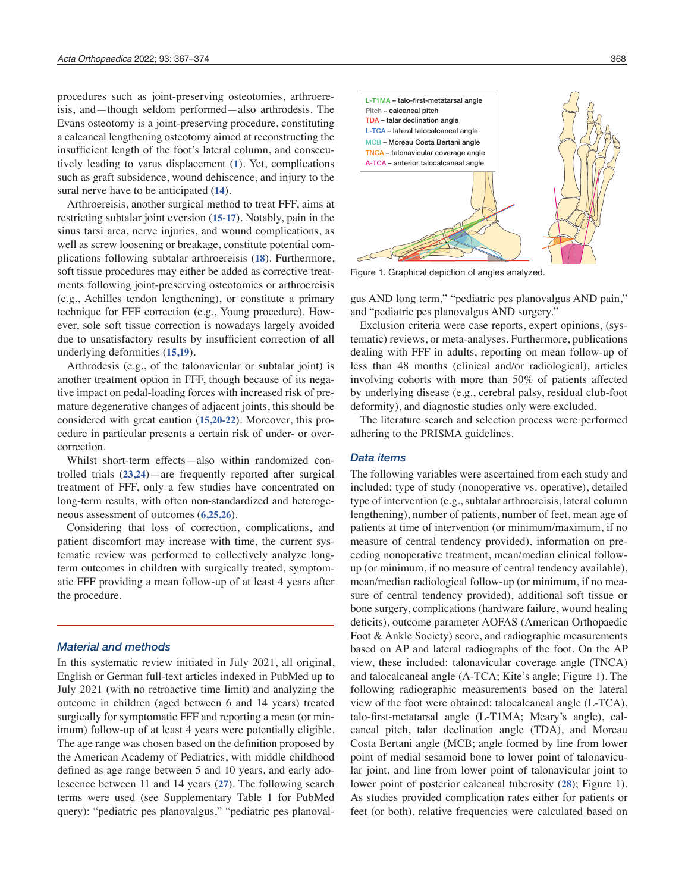procedures such as joint-preserving osteotomies, arthroereisis, and—though seldom performed—also arthrodesis. The Evans osteotomy is a joint-preserving procedure, constituting a calcaneal lengthening osteotomy aimed at reconstructing the insufficient length of the foot's lateral column, and consecutively leading to varus displacement (1). Yet, complications such as graft subsidence, wound dehiscence, and injury to the sural nerve have to be anticipated (14).

Arthroereisis, another surgical method to treat FFF, aims at restricting subtalar joint eversion (15-17). Notably, pain in the sinus tarsi area, nerve injuries, and wound complications, as well as screw loosening or breakage, constitute potential complications following subtalar arthroereisis (18). Furthermore, soft tissue procedures may either be added as corrective treatments following joint-preserving osteotomies or arthroereisis (e.g., Achilles tendon lengthening), or constitute a primary technique for FFF correction (e.g., Young procedure). However, sole soft tissue correction is nowadays largely avoided due to unsatisfactory results by insufficient correction of all underlying deformities (15,19).

Arthrodesis (e.g., of the talonavicular or subtalar joint) is another treatment option in FFF, though because of its negative impact on pedal-loading forces with increased risk of premature degenerative changes of adjacent joints, this should be considered with great caution (15,20-22). Moreover, this procedure in particular presents a certain risk of under- or overcorrection.

Whilst short-term effects—also within randomized controlled trials (23,24)—are frequently reported after surgical treatment of FFF, only a few studies have concentrated on long-term results, with often non-standardized and heterogeneous assessment of outcomes (6,25,26).

Considering that loss of correction, complications, and patient discomfort may increase with time, the current systematic review was performed to collectively analyze long-term outcomes in children with surgically treated, symptomatic FFF providing a mean follow-up of at least 4 years after the procedure.

## Material and methods

In this systematic review initiated in July 2021, all original, English or German full-text articles indexed in PubMed up to July 2021 (with no retroactive time limit) and analyzing the outcome in children (aged between 6 and 14 years) treated surgically for symptomatic FFF and reporting a mean (or minimum) follow-up of at least 4 years were potentially eligible. The age range was chosen based on the definition proposed by the American Academy of Pediatrics, with middle childhood defined as age range between 5 and 10 years, and early adolescence between 11 and 14 years (27). The following search terms were used (see Supplementary Table 1 for PubMed query): "pediatric pes planovalgus," "pediatric pes planovalgus AND long term," "pediatric pes planovalgus AND pain," and "pediatric pes planovalgus AND surgery."

L-T1MA – talo-first-metatarsal angle
Pitch – calcaneal pitch
TDA – talar declination angle
L-TCA – lateral talocalcaneal angle
MCB – Moreau Costa Bertani angle
TNCA – talonavicular coverage angle
A-TCA – anterior talocalcaneal angle

Figure 1. Graphical depiction of angles analyzed.

Exclusion criteria were case reports, expert opinions, (systematic) reviews, or meta-analyses. Furthermore, publications dealing with FFF in adults, reporting on mean follow-up of less than 48 months (clinical and/or radiological), articles involving cohorts with more than 50% of patients affected by underlying disease (e.g., cerebral palsy, residual club-foot deformity), and diagnostic studies only were excluded.

The literature search and selection process were performed adhering to the PRISMA guidelines.

### Data items

The following variables were ascertained from each study and included: type of study (nonoperative vs. operative), detailed type of intervention (e.g., subtalar arthroereisis, lateral column lengthening), number of patients, number of feet, mean age of patients at time of intervention (or minimum/maximum, if no measure of central tendency provided), information on preceding nonoperative treatment, mean/median clinical follow-up (or minimum, if no measure of central tendency available), mean/median radiological follow-up (or minimum, if no measure of central tendency provided), additional soft tissue or bone surgery, complications (hardware failure, wound healing deficits), outcome parameter AOFAS (American Orthopaedic Foot & Ankle Society) score, and radiographic measurements based on AP and lateral radiographs of the foot. On the AP view, these included: talonavicular coverage angle (TNCA) and talocalcaneal angle (A-TCA; Kite's angle; Figure 1). The following radiographic measurements based on the lateral view of the foot were obtained: talocalcaneal angle (L-TCA), talo-first-metatarsal angle (L-T1MA; Meary's angle), calcaneal pitch, talar declination angle (TDA), and Moreau Costa Bertani angle (MCB; angle formed by line from lower point of medial sesamoid bone to lower point of talonavicular joint, and line from lower point of talonavicular joint to lower point of posterior calcaneal tuberosity (28); Figure 1). As studies provided complication rates either for patients or feet (or both), relative frequencies were calculated based on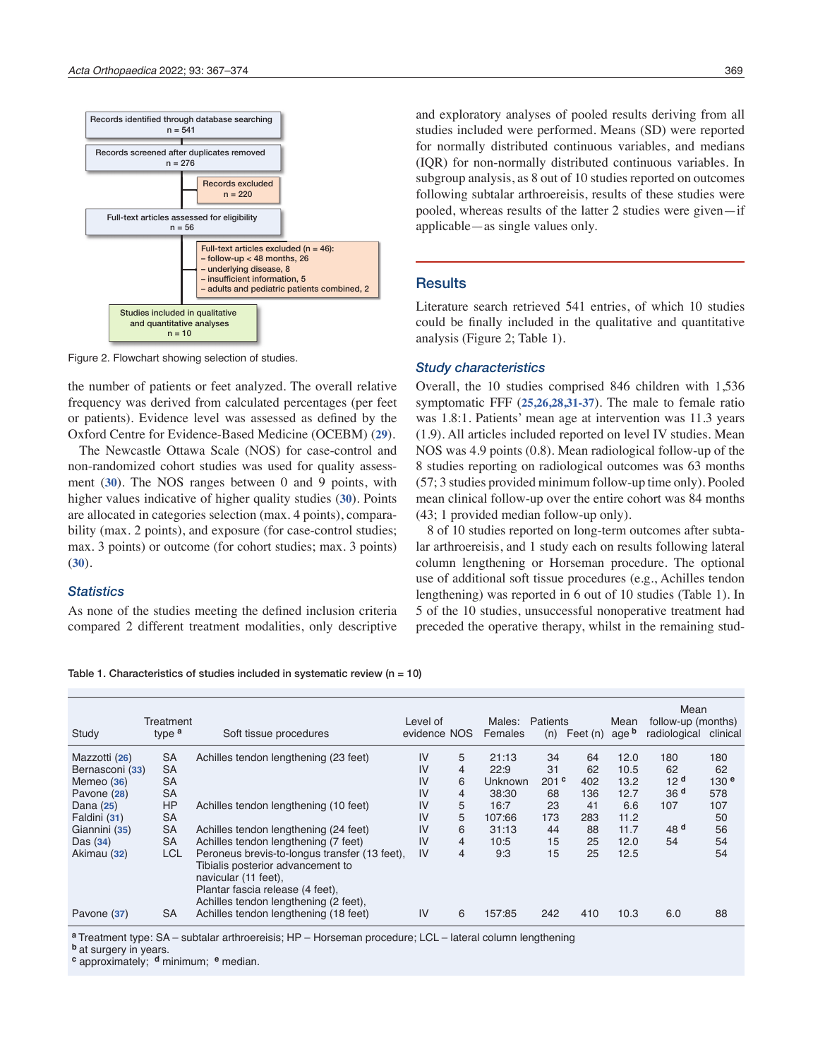Records identified through database searching
n = 541

Records screened after duplicates removed
n = 276

Records excluded
n = 220

Full-text articles assessed for eligibility
n = 56

Full-text articles excluded (n = 46):
– follow-up < 48 months, 26
– underlying disease, 8
– insufficient information, 5
– adults and pediatric patients combined, 2

Studies included in qualitative and quantitative analyses
n = 10

Figure 2. Flowchart showing selection of studies.

the number of patients or feet analyzed. The overall relative frequency was derived from calculated percentages (per feet or patients). Evidence level was assessed as defined by the Oxford Centre for Evidence-Based Medicine (OCEBM) (29).

The Newcastle Ottawa Scale (NOS) for case-control and non-randomized cohort studies was used for quality assessment (30). The NOS ranges between 0 and 9 points, with higher values indicative of higher quality studies (30). Points are allocated in categories selection (max. 4 points), comparability (max. 2 points), and exposure (for case-control studies; max. 3 points) or outcome (for cohort studies; max. 3 points) (30).

### Statistics

As none of the studies meeting the defined inclusion criteria compared 2 different treatment modalities, only descriptive and exploratory analyses of pooled results deriving from all studies included were performed. Means (SD) were reported for normally distributed continuous variables, and medians (IQR) for non-normally distributed continuous variables. In subgroup analysis, as 8 out of 10 studies reported on outcomes following subtalar arthroereisis, results of these studies were pooled, whereas results of the latter 2 studies were given—if applicable—as single values only.

## Results

Literature search retrieved 541 entries, of which 10 studies could be finally included in the qualitative and quantitative analysis (Figure 2; Table 1).

### Study characteristics

Overall, the 10 studies comprised 846 children with 1,536 symptomatic FFF (25,26,28,31-37). The male to female ratio was 1.8:1. Patients' mean age at intervention was 11.3 years (1.9). All articles included reported on level IV studies. Mean NOS was 4.9 points (0.8). Mean radiological follow-up of the 8 studies reporting on radiological outcomes was 63 months (57; 3 studies provided minimum follow-up time only). Pooled mean clinical follow-up over the entire cohort was 84 months (43; 1 provided median follow-up only).

8 of 10 studies reported on long-term outcomes after subtalar arthroereisis, and 1 study each on results following lateral column lengthening or Horseman procedure. The optional use of additional soft tissue procedures (e.g., Achilles tendon lengthening) was reported in 6 out of 10 studies (Table 1). In 5 of the 10 studies, unsuccessful nonoperative treatment had preceded the operative therapy, whilst in the remaining stud-

Table 1. Characteristics of studies included in systematic review (n = 10)

| Study | Treatment type [a] | Soft tissue procedures | Level of evidence | NOS | Males: Females | Patients (n) | Feet (n) | Mean age [b] | Mean follow-up (months) radiological | clinical |
|---|---|---|---|---|---|---|---|---|---|---|
| Mazzotti (26) | SA | Achilles tendon lengthening (23 feet) | IV | 5 | 21:13 | 34 | 64 | 12.0 | 180 | 180 |
| Bernasconi (33) | SA | | IV | 4 | 22:9 | 31 | 62 | 10.5 | 62 | 62 |
| Memeo (36) | SA | | IV | 6 | Unknown | 201 [c] | 402 | 13.2 | 12 [d] | 130 [e] |
| Pavone (28) | SA | | IV | 4 | 38:30 | 68 | 136 | 12.7 | 36 [d] | 578 |
| Dana (25) | HP | Achilles tendon lengthening (10 feet) | IV | 5 | 16:7 | 23 | 41 | 6.6 | 107 | 107 |
| Faldini (31) | SA | | IV | 5 | 107:66 | 173 | 283 | 11.2 | | 50 |
| Giannini (35) | SA | Achilles tendon lengthening (24 feet) | IV | 6 | 31:13 | 44 | 88 | 11.7 | 48 [d] | 56 |
| Das (34) | SA | Achilles tendon lengthening (7 feet) | IV | 4 | 10:5 | 15 | 25 | 12.0 | 54 | 54 |
| Akimau (32) | LCL | Peroneus brevis-to-longus transfer (13 feet), Tibialis posterior advancement to navicular (11 feet), Plantar fascia release (4 feet), Achilles tendon lengthening (2 feet), | IV | 4 | 9:3 | 15 | 25 | 12.5 | | 54 |
| Pavone (37) | SA | Achilles tendon lengthening (18 feet) | IV | 6 | 157:85 | 242 | 410 | 10.3 | 6.0 | 88 |

[a] Treatment type: SA – subtalar arthroereisis; HP – Horseman procedure; LCL – lateral column lengthening
[b] at surgery in years.
[c] approximately; [d] minimum; [e] median.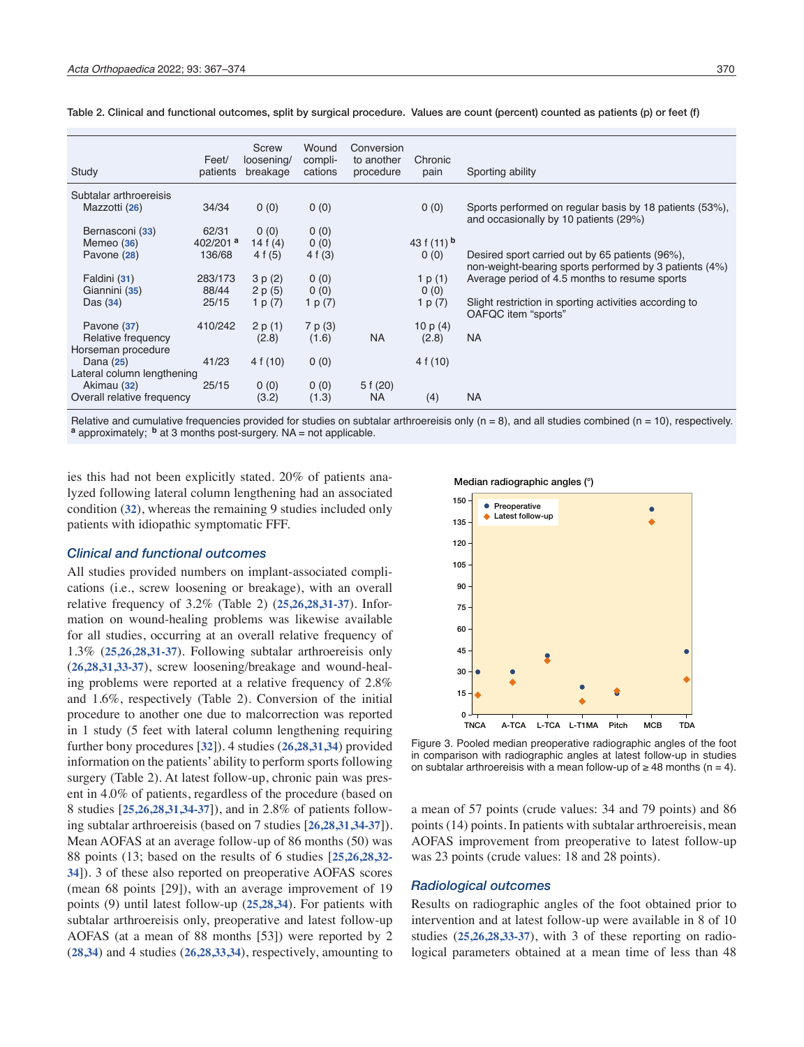Table 2. Clinical and functional outcomes, split by surgical procedure. Values are count (percent) counted as patients (p) or feet (f)

| Study | Feet/ patients | Screw loosening/ breakage | Wound compli- cations | Conversion to another procedure | Chronic pain | Sporting ability |
|---|---|---|---|---|---|---|
| Subtalar arthroereisis | | | | | | |
| Mazzotti (26) | 34/34 | 0 (0) | 0 (0) | | 0 (0) | Sports performed on regular basis by 18 patients (53%), and occasionally by 10 patients (29%) |
| Bernasconi (33) | 62/31 | 0 (0) | 0 (0) | | | |
| Memeo (36) | 402/201 [a] | 14 f (4) | 0 (0) | | 43 f (11) [b] | |
| Pavone (28) | 136/68 | 4 f (5) | 4 f (3) | | 0 (0) | Desired sport carried out by 65 patients (96%), non-weight-bearing sports performed by 3 patients (4%) |
| Faldini (31) | 283/173 | 3 p (2) | 0 (0) | | 1 p (1) | Average period of 4.5 months to resume sports |
| Giannini (35) | 88/44 | 2 p (5) | 0 (0) | | 0 (0) | |
| Das (34) | 25/15 | 1 p (7) | 1 p (7) | | 1 p (7) | Slight restriction in sporting activities according to OAFQC item "sports" |
| Pavone (37) | 410/242 | 2 p (1) | 7 p (3) | | 10 p (4) | |
| Relative frequency | | (2.8) | (1.6) | NA | (2.8) | NA |
| Horseman procedure | | | | | | |
| Dana (25) | 41/23 | 4 f (10) | 0 (0) | | 4 f (10) | |
| Lateral column lengthening | | | | | | |
| Akimau (32) | 25/15 | 0 (0) | 0 (0) | 5 f (20) | | |
| Overall relative frequency | | (3.2) | (1.3) | NA | (4) | NA |

Relative and cumulative frequencies provided for studies on subtalar arthroereisis only (n = 8), and all studies combined (n = 10), respectively.
[a] approximately; [b] at 3 months post-surgery. NA = not applicable.

ies this had not been explicitly stated. 20% of patients analyzed following lateral column lengthening had an associated condition (32), whereas the remaining 9 studies included only patients with idiopathic symptomatic FFF.

### *Clinical and functional outcomes*

All studies provided numbers on implant-associated complications (i.e., screw loosening or breakage), with an overall relative frequency of 3.2% (Table 2) (25,26,28,31-37). Information on wound-healing problems was likewise available for all studies, occurring at an overall relative frequency of 1.3% (25,26,28,31-37). Following subtalar arthroereisis only (26,28,31,33-37), screw loosening/breakage and wound-healing problems were reported at a relative frequency of 2.8% and 1.6%, respectively (Table 2). Conversion of the initial procedure to another one due to malcorrection was reported in 1 study (5 feet with lateral column lengthening requiring further bony procedures [32]). 4 studies (26,28,31,34) provided information on the patients' ability to perform sports following surgery (Table 2). At latest follow-up, chronic pain was present in 4.0% of patients, regardless of the procedure (based on 8 studies [25,26,28,31,34-37]), and in 2.8% of patients following subtalar arthroereisis (based on 7 studies [26,28,31,34-37]). Mean AOFAS at an average follow-up of 86 months (50) was 88 points (13; based on the results of 6 studies [25,26,28,32-34]). 3 of these also reported on preoperative AOFAS scores (mean 68 points [29]), with an average improvement of 19 points (9) until latest follow-up (25,28,34). For patients with subtalar arthroereisis only, preoperative and latest follow-up AOFAS (at a mean of 88 months [53]) were reported by 2 (28,34) and 4 studies (26,28,33,34), respectively, amounting to a mean of 57 points (crude values: 34 and 79 points) and 86 points (14) points. In patients with subtalar arthroereisis, mean AOFAS improvement from preoperative to latest follow-up was 23 points (crude values: 18 and 28 points).

Figure 3. Pooled median preoperative radiographic angles of the foot in comparison with radiographic angles at latest follow-up in studies on subtalar arthroereisis with a mean follow-up of ≥ 48 months (n = 4).

### *Radiological outcomes*

Results on radiographic angles of the foot obtained prior to intervention and at latest follow-up were available in 8 of 10 studies (25,26,28,33-37), with 3 of these reporting on radiological parameters obtained at a mean time of less than 48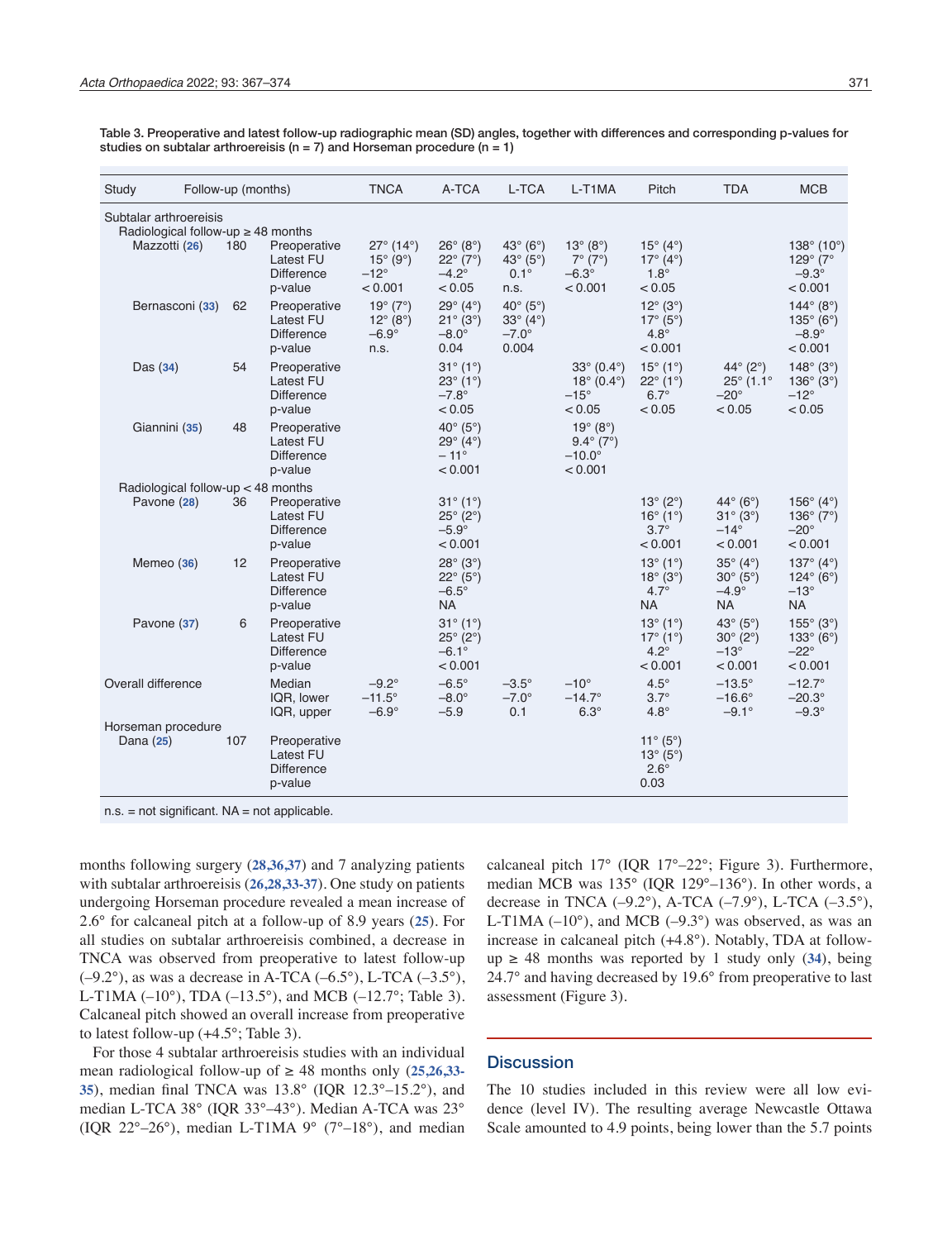Table 3. Preoperative and latest follow-up radiographic mean (SD) angles, together with differences and corresponding p-values for studies on subtalar arthroereisis (n = 7) and Horseman procedure (n = 1)

| Study | Follow-up (months) | | TNCA | A-TCA | L-TCA | L-T1MA | Pitch | TDA | MCB |
|---|---|---|---|---|---|---|---|---|---|
| Subtalar arthroereisis | | | | | | | | | |
| Radiological follow-up ≥ 48 months | | | | | | | | | |
| Mazzotti (26) | 180 | Preoperative | 27° (14°) | 26° (8°) | 43° (6°) | 13° (8°) | 15° (4°) | | 138° (10°) |
| | | Latest FU | 15° (9°) | 22° (7°) | 43° (5°) | 7° (7°) | 17° (4°) | | 129° (7° |
| | | Difference | –12° | –4.2° | 0.1° | –6.3° | 1.8° | | –9.3° |
| | | p-value | < 0.001 | < 0.05 | n.s. | < 0.001 | < 0.05 | | < 0.001 |
| Bernasconi (33) | 62 | Preoperative | 19° (7°) | 29° (4°) | 40° (5°) | | 12° (3°) | | 144° (8°) |
| | | Latest FU | 12° (8°) | 21° (3°) | 33° (4°) | | 17° (5°) | | 135° (6°) |
| | | Difference | –6.9° | –8.0° | –7.0° | | 4.8° | | –8.9° |
| | | p-value | n.s. | 0.04 | 0.004 | | < 0.001 | | < 0.001 |
| Das (34) | 54 | Preoperative | | 31° (1°) | | 33° (0.4°) | 15° (1°) | 44° (2°) | 148° (3°) |
| | | Latest FU | | 23° (1°) | | 18° (0.4°) | 22° (1°) | 25° (1.1° | 136° (3°) |
| | | Difference | | –7.8° | | –15° | 6.7° | –20° | –12° |
| | | p-value | | < 0.05 | | < 0.05 | < 0.05 | < 0.05 | < 0.05 |
| Giannini (35) | 48 | Preoperative | | 40° (5°) | | 19° (8°) | | | |
| | | Latest FU | | 29° (4°) | | 9.4° (7°) | | | |
| | | Difference | | – 11° | | –10.0° | | | |
| | | p-value | | < 0.001 | | < 0.001 | | | |
| Radiological follow-up < 48 months | | | | | | | | | |
| Pavone (28) | 36 | Preoperative | | 31° (1°) | | | 13° (2°) | 44° (6°) | 156° (4°) |
| | | Latest FU | | 25° (2°) | | | 16° (1°) | 31° (3°) | 136° (7°) |
| | | Difference | | –5.9° | | | 3.7° | –14° | –20° |
| | | p-value | | < 0.001 | | | < 0.001 | < 0.001 | < 0.001 |
| Memeo (36) | 12 | Preoperative | | 28° (3°) | | | 13° (1°) | 35° (4°) | 137° (4°) |
| | | Latest FU | | 22° (5°) | | | 18° (3°) | 30° (5°) | 124° (6°) |
| | | Difference | | –6.5° | | | 4.7° | –4.9° | –13° |
| | | p-value | | NA | | | NA | NA | NA |
| Pavone (37) | 6 | Preoperative | | 31° (1°) | | | 13° (1°) | 43° (5°) | 155° (3°) |
| | | Latest FU | | 25° (2°) | | | 17° (1°) | 30° (2°) | 133° (6°) |
| | | Difference | | –6.1° | | | 4.2° | –13° | –22° |
| | | p-value | | < 0.001 | | | < 0.001 | < 0.001 | < 0.001 |
| Overall difference | | Median | –9.2° | –6.5° | –3.5° | –10° | 4.5° | –13.5° | –12.7° |
| | | IQR, lower | –11.5° | –8.0° | –7.0° | –14.7° | 3.7° | –16.6° | –20.3° |
| | | IQR, upper | –6.9° | –5.9 | 0.1 | 6.3° | 4.8° | –9.1° | –9.3° |
| Horseman procedure | | | | | | | | | |
| Dana (25) | 107 | Preoperative | | | | | 11° (5°) | | |
| | | Latest FU | | | | | 13° (5°) | | |
| | | Difference | | | | | 2.6° | | |
| | | p-value | | | | | 0.03 | | |

n.s. = not significant. NA = not applicable.

months following surgery (28,36,37) and 7 analyzing patients with subtalar arthroereisis (26,28,33-37). One study on patients undergoing Horseman procedure revealed a mean increase of 2.6° for calcaneal pitch at a follow-up of 8.9 years (25). For all studies on subtalar arthroereisis combined, a decrease in TNCA was observed from preoperative to latest follow-up (–9.2°), as was a decrease in A-TCA (–6.5°), L-TCA (–3.5°), L-T1MA (–10°), TDA (–13.5°), and MCB (–12.7°; Table 3). Calcaneal pitch showed an overall increase from preoperative to latest follow-up (+4.5°; Table 3).

For those 4 subtalar arthroereisis studies with an individual mean radiological follow-up of ≥ 48 months only (25,26,33-35), median final TNCA was 13.8° (IQR 12.3°–15.2°), and median L-TCA 38° (IQR 33°–43°). Median A-TCA was 23° (IQR 22°–26°), median L-T1MA 9° (7°–18°), and median calcaneal pitch 17° (IQR 17°–22°; Figure 3). Furthermore, median MCB was 135° (IQR 129°–136°). In other words, a decrease in TNCA (–9.2°), A-TCA (–7.9°), L-TCA (–3.5°), L-T1MA (–10°), and MCB (–9.3°) was observed, as was an increase in calcaneal pitch (+4.8°). Notably, TDA at follow-up ≥ 48 months was reported by 1 study only (34), being 24.7° and having decreased by 19.6° from preoperative to last assessment (Figure 3).

## Discussion

The 10 studies included in this review were all low evidence (level IV). The resulting average Newcastle Ottawa Scale amounted to 4.9 points, being lower than the 5.7 points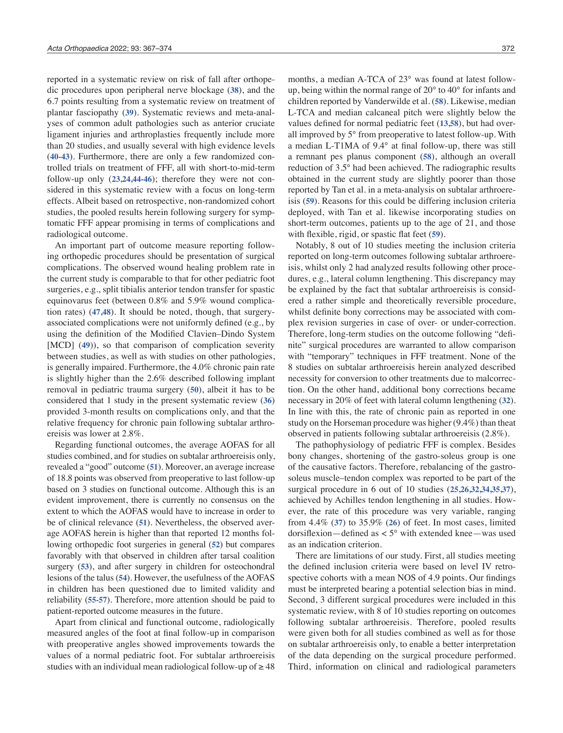reported in a systematic review on risk of fall after orthopedic procedures upon peripheral nerve blockage (38), and the 6.7 points resulting from a systematic review on treatment of plantar fasciopathy (39). Systematic reviews and meta-analyses of common adult pathologies such as anterior cruciate ligament injuries and arthroplasties frequently include more than 20 studies, and usually several with high evidence levels (40-43). Furthermore, there are only a few randomized controlled trials on treatment of FFF, all with short-to-mid-term follow-up only (23,24,44-46); therefore they were not considered in this systematic review with a focus on long-term effects. Albeit based on retrospective, non-randomized cohort studies, the pooled results herein following surgery for symptomatic FFF appear promising in terms of complications and radiological outcome.

An important part of outcome measure reporting following orthopedic procedures should be presentation of surgical complications. The observed wound healing problem rate in the current study is comparable to that for other pediatric foot surgeries, e.g., split tibialis anterior tendon transfer for spastic equinovarus feet (between 0.8% and 5.9% wound complication rates) (47,48). It should be noted, though, that surgery-associated complications were not uniformly defined (e.g., by using the definition of the Modified Clavien–Dindo System [MCD] (49)), so that comparison of complication severity between studies, as well as with studies on other pathologies, is generally impaired. Furthermore, the 4.0% chronic pain rate is slightly higher than the 2.6% described following implant removal in pediatric trauma surgery (50), albeit it has to be considered that 1 study in the present systematic review (36) provided 3-month results on complications only, and that the relative frequency for chronic pain following subtalar arthroereisis was lower at 2.8%.

Regarding functional outcomes, the average AOFAS for all studies combined, and for studies on subtalar arthroereisis only, revealed a "good" outcome (51). Moreover, an average increase of 18.8 points was observed from preoperative to last follow-up based on 3 studies on functional outcome. Although this is an evident improvement, there is currently no consensus on the extent to which the AOFAS would have to increase in order to be of clinical relevance (51). Nevertheless, the observed average AOFAS herein is higher than that reported 12 months following orthopedic foot surgeries in general (52) but compares favorably with that observed in children after tarsal coalition surgery (53), and after surgery in children for osteochondral lesions of the talus (54). However, the usefulness of the AOFAS in children has been questioned due to limited validity and reliability (55-57). Therefore, more attention should be paid to patient-reported outcome measures in the future.

Apart from clinical and functional outcome, radiologically measured angles of the foot at final follow-up in comparison with preoperative angles showed improvements towards the values of a normal pediatric foot. For subtalar arthroereisis studies with an individual mean radiological follow-up of ≥ 48 months, a median A-TCA of 23° was found at latest follow-up, being within the normal range of 20° to 40° for infants and children reported by Vanderwilde et al. (58). Likewise, median L-TCA and median calcaneal pitch were slightly below the values defined for normal pediatric feet (13,58), but had overall improved by 5° from preoperative to latest follow-up. With a median L-T1MA of 9.4° at final follow-up, there was still a remnant pes planus component (58), although an overall reduction of 3.5° had been achieved. The radiographic results obtained in the current study are slightly poorer than those reported by Tan et al. in a meta-analysis on subtalar arthroereisis (59). Reasons for this could be differing inclusion criteria deployed, with Tan et al. likewise incorporating studies on short-term outcomes, patients up to the age of 21, and those with flexible, rigid, or spastic flat feet (59).

Notably, 8 out of 10 studies meeting the inclusion criteria reported on long-term outcomes following subtalar arthroereisis, whilst only 2 had analyzed results following other procedures, e.g., lateral column lengthening. This discrepancy may be explained by the fact that subtalar arthroereisis is considered a rather simple and theoretically reversible procedure, whilst definite bony corrections may be associated with complex revision surgeries in case of over- or under-correction. Therefore, long-term studies on the outcome following "definite" surgical procedures are warranted to allow comparison with "temporary" techniques in FFF treatment. None of the 8 studies on subtalar arthroereisis herein analyzed described necessity for conversion to other treatments due to malcorrection. On the other hand, additional bony corrections became necessary in 20% of feet with lateral column lengthening (32). In line with this, the rate of chronic pain as reported in one study on the Horseman procedure was higher (9.4%) than theat observed in patients following subtalar arthroereisis (2.8%).

The pathophysiology of pediatric FFF is complex. Besides bony changes, shortening of the gastro-soleus group is one of the causative factors. Therefore, rebalancing of the gastro-soleus muscle–tendon complex was reported to be part of the surgical procedure in 6 out of 10 studies (25,26,32,34,35,37), achieved by Achilles tendon lengthening in all studies. However, the rate of this procedure was very variable, ranging from 4.4% (37) to 35.9% (26) of feet. In most cases, limited dorsiflexion—defined as < 5° with extended knee—was used as an indication criterion.

There are limitations of our study. First, all studies meeting the defined inclusion criteria were based on level IV retrospective cohorts with a mean NOS of 4.9 points. Our findings must be interpreted bearing a potential selection bias in mind. Second, 3 different surgical procedures were included in this systematic review, with 8 of 10 studies reporting on outcomes following subtalar arthroereisis. Therefore, pooled results were given both for all studies combined as well as for those on subtalar arthroereisis only, to enable a better interpretation of the data depending on the surgical procedure performed. Third, information on clinical and radiological parameters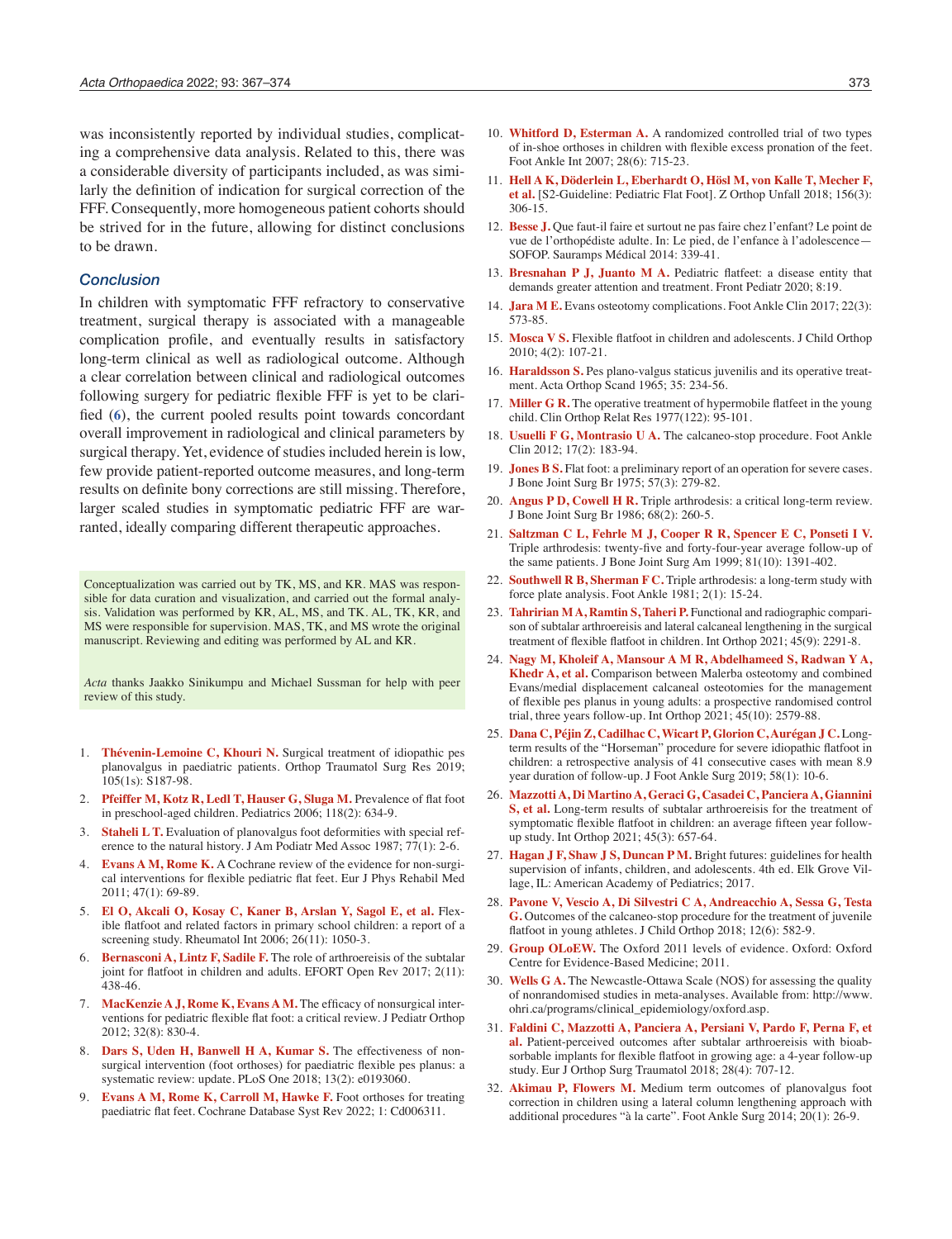was inconsistently reported by individual studies, complicating a comprehensive data analysis. Related to this, there was a considerable diversity of participants included, as was similarly the definition of indication for surgical correction of the FFF. Consequently, more homogeneous patient cohorts should be strived for in the future, allowing for distinct conclusions to be drawn.

## Conclusion

In children with symptomatic FFF refractory to conservative treatment, surgical therapy is associated with a manageable complication profile, and eventually results in satisfactory long-term clinical as well as radiological outcome. Although a clear correlation between clinical and radiological outcomes following surgery for pediatric flexible FFF is yet to be clarified (6), the current pooled results point towards concordant overall improvement in radiological and clinical parameters by surgical therapy. Yet, evidence of studies included herein is low, few provide patient-reported outcome measures, and long-term results on definite bony corrections are still missing. Therefore, larger scaled studies in symptomatic pediatric FFF are warranted, ideally comparing different therapeutic approaches.

Conceptualization was carried out by TK, MS, and KR. MAS was responsible for data curation and visualization, and carried out the formal analysis. Validation was performed by KR, AL, MS, and TK. AL, TK, KR, and MS were responsible for supervision. MAS, TK, and MS wrote the original manuscript. Reviewing and editing was performed by AL and KR.

*Acta* thanks Jaakko Sinikumpu and Michael Sussman for help with peer review of this study.

1. **Thévenin-Lemoine C, Khouri N.** Surgical treatment of idiopathic pes planovalgus in paediatric patients. Orthop Traumatol Surg Res 2019; 105(1s): S187-98.
2. **Pfeiffer M, Kotz R, Ledl T, Hauser G, Sluga M.** Prevalence of flat foot in preschool-aged children. Pediatrics 2006; 118(2): 634-9.
3. **Staheli L T.** Evaluation of planovalgus foot deformities with special reference to the natural history. J Am Podiatr Med Assoc 1987; 77(1): 2-6.
4. **Evans A M, Rome K.** A Cochrane review of the evidence for non-surgical interventions for flexible pediatric flat feet. Eur J Phys Rehabil Med 2011; 47(1): 69-89.
5. **El O, Akcali O, Kosay C, Kaner B, Arslan Y, Sagol E, et al.** Flexible flatfoot and related factors in primary school children: a report of a screening study. Rheumatol Int 2006; 26(11): 1050-3.
6. **Bernasconi A, Lintz F, Sadile F.** The role of arthroereisis of the subtalar joint for flatfoot in children and adults. EFORT Open Rev 2017; 2(11): 438-46.
7. **MacKenzie A J, Rome K, Evans A M.** The efficacy of nonsurgical interventions for pediatric flexible flat foot: a critical review. J Pediatr Orthop 2012; 32(8): 830-4.
8. **Dars S, Uden H, Banwell H A, Kumar S.** The effectiveness of non-surgical intervention (foot orthoses) for paediatric flexible pes planus: a systematic review: update. PLoS One 2018; 13(2): e0193060.
9. **Evans A M, Rome K, Carroll M, Hawke F.** Foot orthoses for treating paediatric flat feet. Cochrane Database Syst Rev 2022; 1: Cd006311.
10. **Whitford D, Esterman A.** A randomized controlled trial of two types of in-shoe orthoses in children with flexible excess pronation of the feet. Foot Ankle Int 2007; 28(6): 715-23.
11. **Hell A K, Döderlein L, Eberhardt O, Hösl M, von Kalle T, Mecher F, et al.** [S2-Guideline: Pediatric Flat Foot]. Z Orthop Unfall 2018; 156(3): 306-15.
12. **Besse J.** Que faut-il faire et surtout ne pas faire chez l'enfant? Le point de vue de l'orthopédiste adulte. In: Le pied, de l'enfance à l'adolescence—SOFOP. Sauramps Médical 2014: 339-41.
13. **Bresnahan P J, Juanto M A.** Pediatric flatfeet: a disease entity that demands greater attention and treatment. Front Pediatr 2020; 8:19.
14. **Jara M E.** Evans osteotomy complications. Foot Ankle Clin 2017; 22(3): 573-85.
15. **Mosca V S.** Flexible flatfoot in children and adolescents. J Child Orthop 2010; 4(2): 107-21.
16. **Haraldsson S.** Pes plano-valgus staticus juvenilis and its operative treatment. Acta Orthop Scand 1965; 35: 234-56.
17. **Miller G R.** The operative treatment of hypermobile flatfeet in the young child. Clin Orthop Relat Res 1977(122): 95-101.
18. **Usuelli F G, Montrasio U A.** The calcaneo-stop procedure. Foot Ankle Clin 2012; 17(2): 183-94.
19. **Jones B S.** Flat foot: a preliminary report of an operation for severe cases. J Bone Joint Surg Br 1975; 57(3): 279-82.
20. **Angus P D, Cowell H R.** Triple arthrodesis: a critical long-term review. J Bone Joint Surg Br 1986; 68(2): 260-5.
21. **Saltzman C L, Fehrle M J, Cooper R R, Spencer E C, Ponseti I V.** Triple arthrodesis: twenty-five and forty-four-year average follow-up of the same patients. J Bone Joint Surg Am 1999; 81(10): 1391-402.
22. **Southwell R B, Sherman F C.** Triple arthrodesis: a long-term study with force plate analysis. Foot Ankle 1981; 2(1): 15-24.
23. **Tahririan M A, Ramtin S, Taheri P.** Functional and radiographic comparison of subtalar arthroereisis and lateral calcaneal lengthening in the surgical treatment of flexible flatfoot in children. Int Orthop 2021; 45(9): 2291-8.
24. **Nagy M, Kholeif A, Mansour A M R, Abdelhameed S, Radwan Y A, Khedr A, et al.** Comparison between Malerba osteotomy and combined Evans/medial displacement calcaneal osteotomies for the management of flexible pes planus in young adults: a prospective randomised control trial, three years follow-up. Int Orthop 2021; 45(10): 2579-88.
25. **Dana C, Péjin Z, Cadilhac C, Wicart P, Glorion C, Aurégan J C.** Long-term results of the "Horseman" procedure for severe idiopathic flatfoot in children: a retrospective analysis of 41 consecutive cases with mean 8.9 year duration of follow-up. J Foot Ankle Surg 2019; 58(1): 10-6.
26. **Mazzotti A, Di Martino A, Geraci G, Casadei C, Panciera A, Giannini S, et al.** Long-term results of subtalar arthroereisis for the treatment of symptomatic flexible flatfoot in children: an average fifteen year follow-up study. Int Orthop 2021; 45(3): 657-64.
27. **Hagan J F, Shaw J S, Duncan P M.** Bright futures: guidelines for health supervision of infants, children, and adolescents. 4th ed. Elk Grove Village, IL: American Academy of Pediatrics; 2017.
28. **Pavone V, Vescio A, Di Silvestri C A, Andreacchio A, Sessa G, Testa G.** Outcomes of the calcaneo-stop procedure for the treatment of juvenile flatfoot in young athletes. J Child Orthop 2018; 12(6): 582-9.
29. **Group OLoEW.** The Oxford 2011 levels of evidence. Oxford: Oxford Centre for Evidence-Based Medicine; 2011.
30. **Wells G A.** The Newcastle-Ottawa Scale (NOS) for assessing the quality of nonrandomised studies in meta-analyses. Available from: http://www.ohri.ca/programs/clinical_epidemiology/oxford.asp.
31. **Faldini C, Mazzotti A, Panciera A, Persiani V, Pardo F, Perna F, et al.** Patient-perceived outcomes after subtalar arthroereisis with bioabsorbable implants for flexible flatfoot in growing age: a 4-year follow-up study. Eur J Orthop Surg Traumatol 2018; 28(4): 707-12.
32. **Akimau P, Flowers M.** Medium term outcomes of planovalgus foot correction in children using a lateral column lengthening approach with additional procedures "à la carte". Foot Ankle Surg 2014; 20(1): 26-9.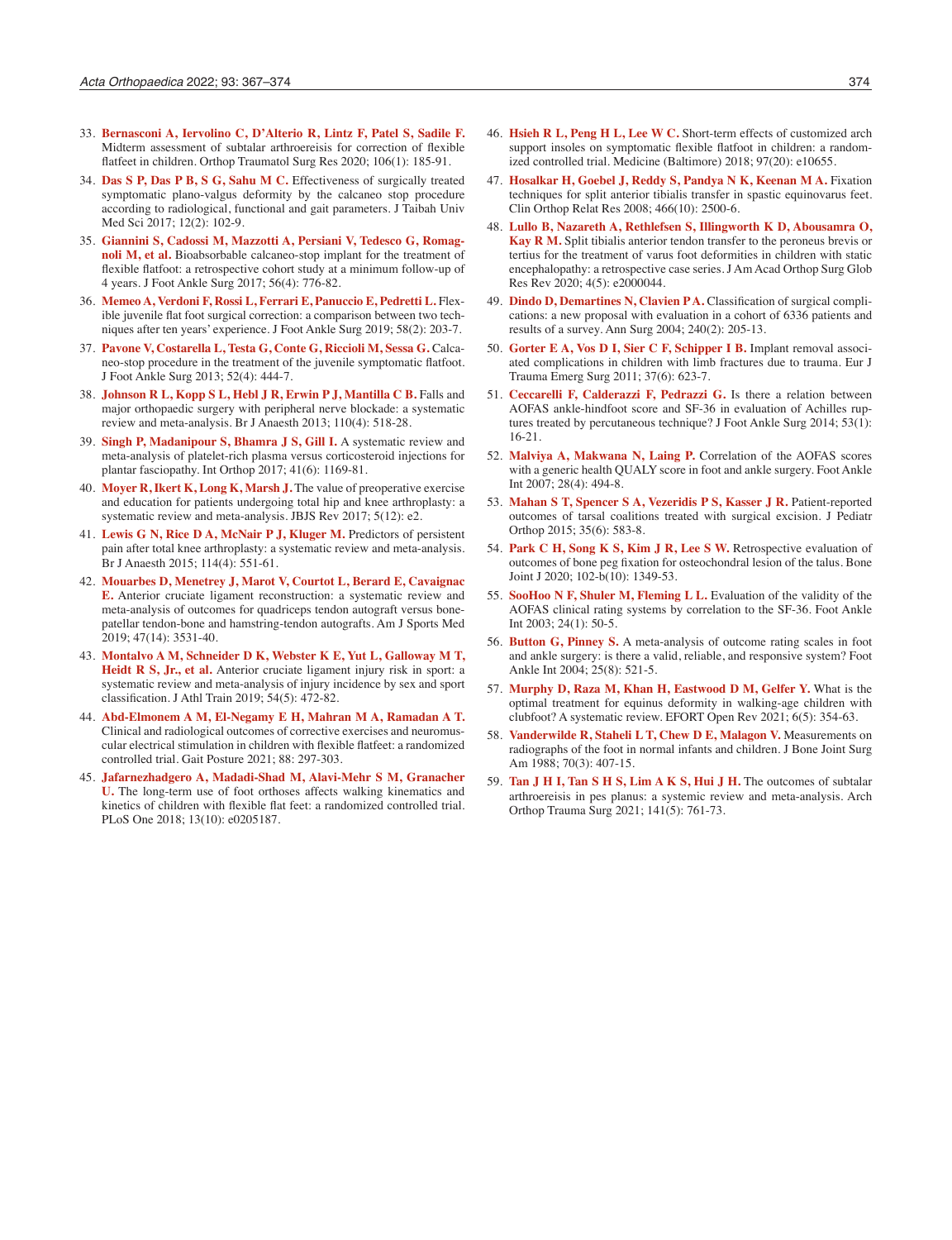33. **Bernasconi A, Iervolino C, D'Alterio R, Lintz F, Patel S, Sadile F.** Midterm assessment of subtalar arthroereisis for correction of flexible flatfeet in children. Orthop Traumatol Surg Res 2020; 106(1): 185-91.
34. **Das S P, Das P B, S G, Sahu M C.** Effectiveness of surgically treated symptomatic plano-valgus deformity by the calcaneo stop procedure according to radiological, functional and gait parameters. J Taibah Univ Med Sci 2017; 12(2): 102-9.
35. **Giannini S, Cadossi M, Mazzotti A, Persiani V, Tedesco G, Romagnoli M, et al.** Bioabsorbable calcaneo-stop implant for the treatment of flexible flatfoot: a retrospective cohort study at a minimum follow-up of 4 years. J Foot Ankle Surg 2017; 56(4): 776-82.
36. **Memeo A, Verdoni F, Rossi L, Ferrari E, Panuccio E, Pedretti L.** Flexible juvenile flat foot surgical correction: a comparison between two techniques after ten years' experience. J Foot Ankle Surg 2019; 58(2): 203-7.
37. **Pavone V, Costarella L, Testa G, Conte G, Riccioli M, Sessa G.** Calcaneo-stop procedure in the treatment of the juvenile symptomatic flatfoot. J Foot Ankle Surg 2013; 52(4): 444-7.
38. **Johnson R L, Kopp S L, Hebl J R, Erwin P J, Mantilla C B.** Falls and major orthopaedic surgery with peripheral nerve blockade: a systematic review and meta-analysis. Br J Anaesth 2013; 110(4): 518-28.
39. **Singh P, Madanipour S, Bhamra J S, Gill I.** A systematic review and meta-analysis of platelet-rich plasma versus corticosteroid injections for plantar fasciopathy. Int Orthop 2017; 41(6): 1169-81.
40. **Moyer R, Ikert K, Long K, Marsh J.** The value of preoperative exercise and education for patients undergoing total hip and knee arthroplasty: a systematic review and meta-analysis. JBJS Rev 2017; 5(12): e2.
41. **Lewis G N, Rice D A, McNair P J, Kluger M.** Predictors of persistent pain after total knee arthroplasty: a systematic review and meta-analysis. Br J Anaesth 2015; 114(4): 551-61.
42. **Mouarbes D, Menetrey J, Marot V, Courtot L, Berard E, Cavaignac E.** Anterior cruciate ligament reconstruction: a systematic review and meta-analysis of outcomes for quadriceps tendon autograft versus bone-patellar tendon-bone and hamstring-tendon autografts. Am J Sports Med 2019; 47(14): 3531-40.
43. **Montalvo A M, Schneider D K, Webster K E, Yut L, Galloway M T, Heidt R S, Jr., et al.** Anterior cruciate ligament injury risk in sport: a systematic review and meta-analysis of injury incidence by sex and sport classification. J Athl Train 2019; 54(5): 472-82.
44. **Abd-Elmonem A M, El-Negamy E H, Mahran M A, Ramadan A T.** Clinical and radiological outcomes of corrective exercises and neuromuscular electrical stimulation in children with flexible flatfeet: a randomized controlled trial. Gait Posture 2021; 88: 297-303.
45. **Jafarnezhadgero A, Madadi-Shad M, Alavi-Mehr S M, Granacher U.** The long-term use of foot orthoses affects walking kinematics and kinetics of children with flexible flat feet: a randomized controlled trial. PLoS One 2018; 13(10): e0205187.
46. **Hsieh R L, Peng H L, Lee W C.** Short-term effects of customized arch support insoles on symptomatic flexible flatfoot in children: a randomized controlled trial. Medicine (Baltimore) 2018; 97(20): e10655.
47. **Hosalkar H, Goebel J, Reddy S, Pandya N K, Keenan M A.** Fixation techniques for split anterior tibialis transfer in spastic equinovarus feet. Clin Orthop Relat Res 2008; 466(10): 2500-6.
48. **Lullo B, Nazareth A, Rethlefsen S, Illingworth K D, Abousamra O, Kay R M.** Split tibialis anterior tendon transfer to the peroneus brevis or tertius for the treatment of varus foot deformities in children with static encephalopathy: a retrospective case series. J Am Acad Orthop Surg Glob Res Rev 2020; 4(5): e2000044.
49. **Dindo D, Demartines N, Clavien P A.** Classification of surgical complications: a new proposal with evaluation in a cohort of 6336 patients and results of a survey. Ann Surg 2004; 240(2): 205-13.
50. **Gorter E A, Vos D I, Sier C F, Schipper I B.** Implant removal associated complications in children with limb fractures due to trauma. Eur J Trauma Emerg Surg 2011; 37(6): 623-7.
51. **Ceccarelli F, Calderazzi F, Pedrazzi G.** Is there a relation between AOFAS ankle-hindfoot score and SF-36 in evaluation of Achilles ruptures treated by percutaneous technique? J Foot Ankle Surg 2014; 53(1): 16-21.
52. **Malviya A, Makwana N, Laing P.** Correlation of the AOFAS scores with a generic health QUALY score in foot and ankle surgery. Foot Ankle Int 2007; 28(4): 494-8.
53. **Mahan S T, Spencer S A, Vezeridis P S, Kasser J R.** Patient-reported outcomes of tarsal coalitions treated with surgical excision. J Pediatr Orthop 2015; 35(6): 583-8.
54. **Park C H, Song K S, Kim J R, Lee S W.** Retrospective evaluation of outcomes of bone peg fixation for osteochondral lesion of the talus. Bone Joint J 2020; 102-b(10): 1349-53.
55. **SooHoo N F, Shuler M, Fleming L L.** Evaluation of the validity of the AOFAS clinical rating systems by correlation to the SF-36. Foot Ankle Int 2003; 24(1): 50-5.
56. **Button G, Pinney S.** A meta-analysis of outcome rating scales in foot and ankle surgery: is there a valid, reliable, and responsive system? Foot Ankle Int 2004; 25(8): 521-5.
57. **Murphy D, Raza M, Khan H, Eastwood D M, Gelfer Y.** What is the optimal treatment for equinus deformity in walking-age children with clubfoot? A systematic review. EFORT Open Rev 2021; 6(5): 354-63.
58. **Vanderwilde R, Staheli L T, Chew D E, Malagon V.** Measurements on radiographs of the foot in normal infants and children. J Bone Joint Surg Am 1988; 70(3): 407-15.
59. **Tan J H I, Tan S H S, Lim A K S, Hui J H.** The outcomes of subtalar arthroereisis in pes planus: a systemic review and meta-analysis. Arch Orthop Trauma Surg 2021; 141(5): 761-73.